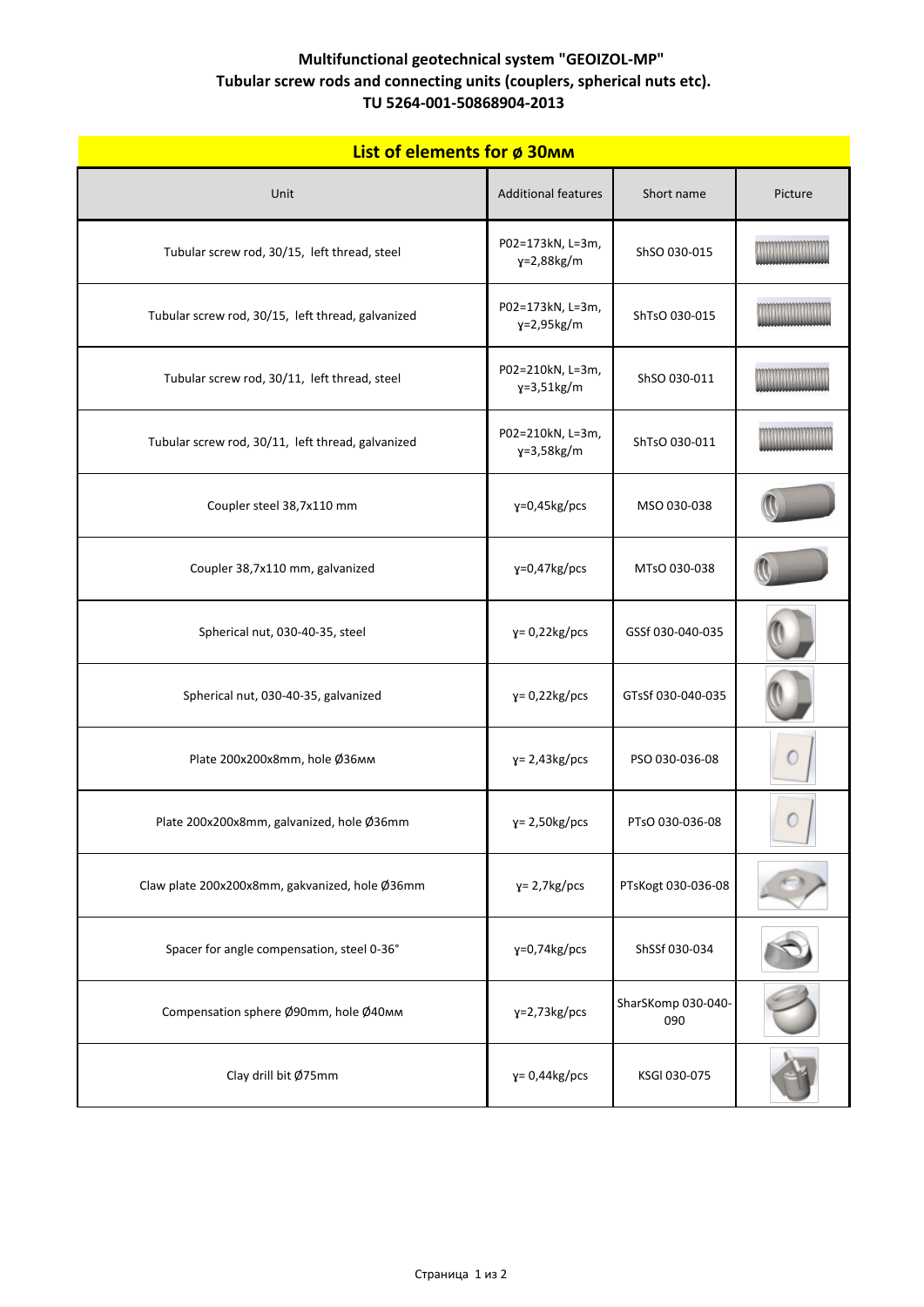**Multifunctional geotechnical system "GEOIZOL-MP"**
**Tubular screw rods and connecting units (couplers, spherical nuts etc).**
**TU 5264-001-50868904-2013**

| List of elements for ø 30мм | | | |
|---|---|---|---|
| Unit | Additional features | Short name | Picture |
| Tubular screw rod, 30/15, left thread, steel | P02=173kN, L=3m, γ=2,88kg/m | ShSO 030-015 | |
| Tubular screw rod, 30/15, left thread, galvanized | P02=173kN, L=3m, γ=2,95kg/m | ShTsO 030-015 | |
| Tubular screw rod, 30/11, left thread, steel | P02=210kN, L=3m, γ=3,51kg/m | ShSO 030-011 | |
| Tubular screw rod, 30/11, left thread, galvanized | P02=210kN, L=3m, γ=3,58kg/m | ShTsO 030-011 | |
| Coupler steel 38,7x110 mm | γ=0,45kg/pcs | MSO 030-038 | |
| Coupler 38,7x110 mm, galvanized | γ=0,47kg/pcs | MTsO 030-038 | |
| Spherical nut, 030-40-35, steel | γ= 0,22kg/pcs | GSSf 030-040-035 | |
| Spherical nut, 030-40-35, galvanized | γ= 0,22kg/pcs | GTsSf 030-040-035 | |
| Plate 200x200x8mm, hole Ø36мм | γ= 2,43kg/pcs | PSO 030-036-08 | |
| Plate 200x200x8mm, galvanized, hole Ø36mm | γ= 2,50kg/pcs | PTsO 030-036-08 | |
| Claw plate 200x200x8mm, gakvanized, hole Ø36mm | γ= 2,7kg/pcs | PTsKogt 030-036-08 | |
| Spacer for angle compensation, steel 0-36° | γ=0,74kg/pcs | ShSSf 030-034 | |
| Compensation sphere Ø90mm, hole Ø40мм | γ=2,73kg/pcs | SharSKomp 030-040-090 | |
| Clay drill bit Ø75mm | γ= 0,44kg/pcs | KSGl 030-075 | |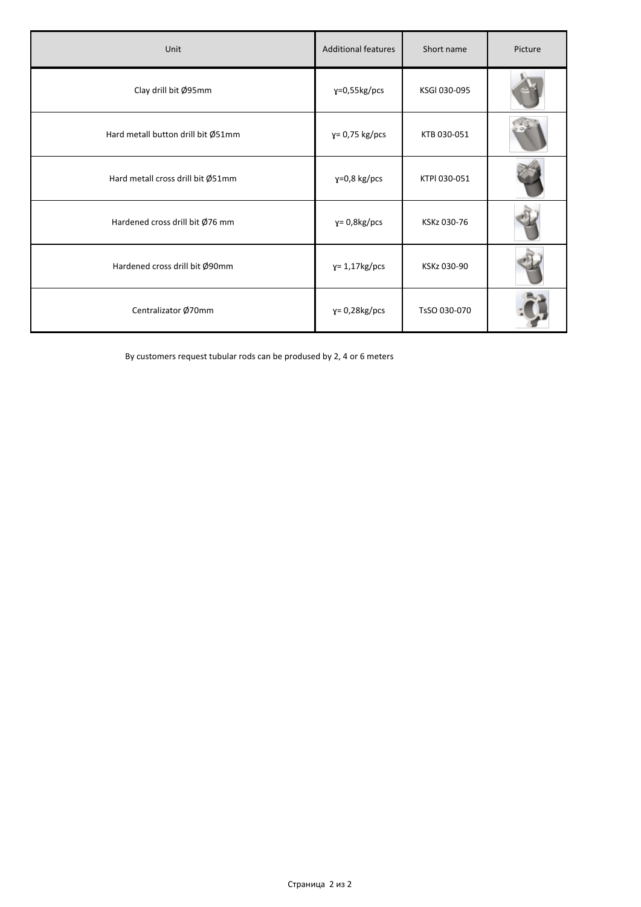| Unit | Additional features | Short name | Picture |
|---|---|---|---|
| Clay drill bit Ø95mm | ɣ=0,55kg/pcs | KSGl 030-095 | |
| Hard metall button drill bit Ø51mm | ɣ= 0,75 kg/pcs | KTB 030-051 | |
| Hard metall cross drill bit Ø51mm | ɣ=0,8 kg/pcs | KTPl 030-051 | |
| Hardened cross drill bit Ø76 mm | ɣ= 0,8kg/pcs | KSKz 030-76 | |
| Hardened cross drill bit Ø90mm | ɣ= 1,17kg/pcs | KSKz 030-90 | |
| Centralizator Ø70mm | ɣ= 0,28kg/pcs | TsSO 030-070 | |

By customers request tubular rods can be prodused by 2, 4 or 6 meters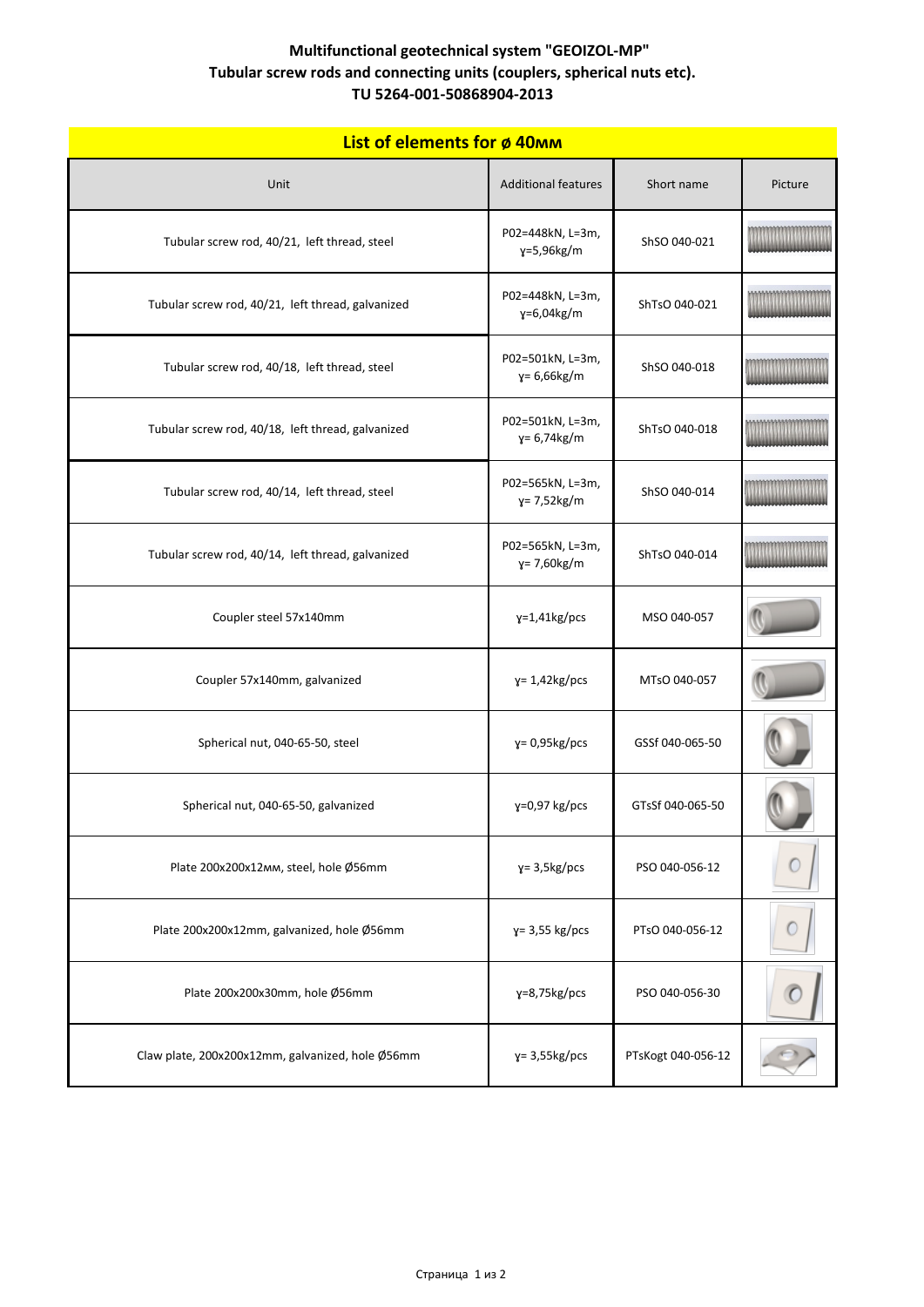**Multifunctional geotechnical system "GEOIZOL-MP"**
**Tubular screw rods and connecting units (couplers, spherical nuts etc).**
**TU 5264-001-50868904-2013**

| **List of elements for ø 40мм** | | | |
|---|---|---|---|
| Unit | Additional features | Short name | Picture |
| Tubular screw rod, 40/21, left thread, steel | P02=448kN, L=3m, γ=5,96kg/m | ShSO 040-021 | |
| Tubular screw rod, 40/21, left thread, galvanized | P02=448kN, L=3m, γ=6,04kg/m | ShTsO 040-021 | |
| Tubular screw rod, 40/18, left thread, steel | P02=501kN, L=3m, γ= 6,66kg/m | ShSO 040-018 | |
| Tubular screw rod, 40/18, left thread, galvanized | P02=501kN, L=3m, γ= 6,74kg/m | ShTsO 040-018 | |
| Tubular screw rod, 40/14, left thread, steel | P02=565kN, L=3m, γ= 7,52kg/m | ShSO 040-014 | |
| Tubular screw rod, 40/14, left thread, galvanized | P02=565kN, L=3m, γ= 7,60kg/m | ShTsO 040-014 | |
| Coupler steel 57x140mm | γ=1,41kg/pcs | MSO 040-057 | |
| Coupler 57x140mm, galvanized | γ= 1,42kg/pcs | MTsO 040-057 | |
| Spherical nut, 040-65-50, steel | γ= 0,95kg/pcs | GSSf 040-065-50 | |
| Spherical nut, 040-65-50, galvanized | γ=0,97 kg/pcs | GTsSf 040-065-50 | |
| Plate 200x200x12мм, steel, hole Ø56mm | γ= 3,5kg/pcs | PSO 040-056-12 | |
| Plate 200x200x12mm, galvanized, hole Ø56mm | γ= 3,55 kg/pcs | PTsO 040-056-12 | |
| Plate 200x200x30mm, hole Ø56mm | γ=8,75kg/pcs | PSO 040-056-30 | |
| Claw plate, 200x200x12mm, galvanized, hole Ø56mm | γ= 3,55kg/pcs | PTsKogt 040-056-12 | |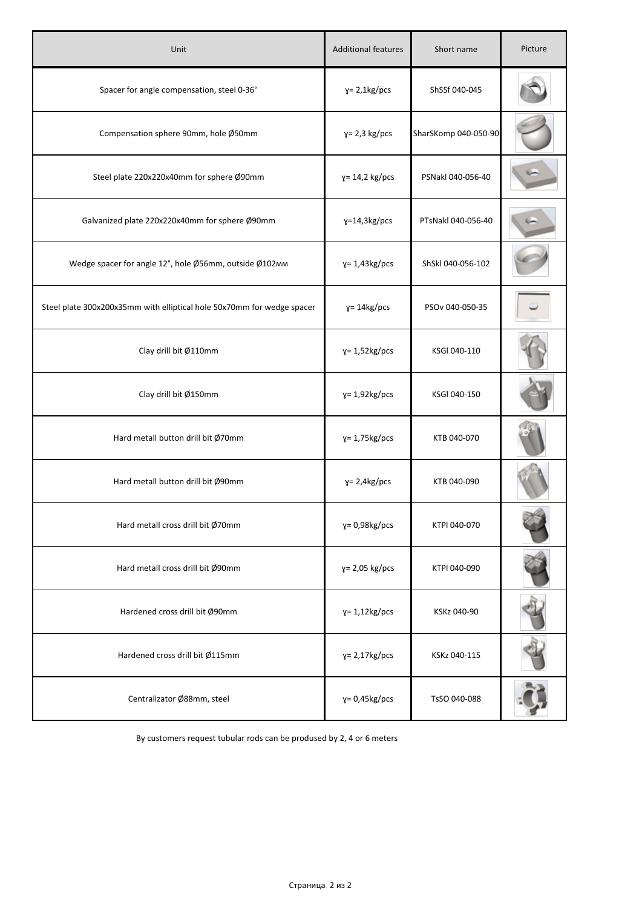| Unit | Additional features | Short name | Picture |
| --- | --- | --- | --- |
| Spacer for angle compensation, steel 0-36° | ɣ= 2,1kg/pcs | ShSSf 040-045 | |
| Compensation sphere 90mm, hole Ø50mm | ɣ= 2,3 kg/pcs | SharSKomp 040-050-90 | |
| Steel plate 220x220x40mm for sphere Ø90mm | ɣ= 14,2 kg/pcs | PSNakl 040-056-40 | |
| Galvanized plate 220x220x40mm for sphere Ø90mm | ɣ=14,3kg/pcs | PTsNakl 040-056-40 | |
| Wedge spacer for angle 12°, hole Ø56mm, outside Ø102мм | ɣ= 1,43kg/pcs | ShSkl 040-056-102 | |
| Steel plate 300x200x35mm with elliptical hole 50x70mm for wedge spacer | ɣ= 14kg/pcs | PSOv 040-050-35 | |
| Clay drill bit Ø110mm | ɣ= 1,52kg/pcs | KSGl 040-110 | |
| Clay drill bit Ø150mm | ɣ= 1,92kg/pcs | KSGl 040-150 | |
| Hard metall button drill bit Ø70mm | ɣ= 1,75kg/pcs | KTB 040-070 | |
| Hard metall button drill bit Ø90mm | ɣ= 2,4kg/pcs | KTB 040-090 | |
| Hard metall cross drill bit Ø70mm | ɣ= 0,98kg/pcs | KTPl 040-070 | |
| Hard metall cross drill bit Ø90mm | ɣ= 2,05 kg/pcs | KTPl 040-090 | |
| Hardened cross drill bit Ø90mm | ɣ= 1,12kg/pcs | KSKz 040-90 | |
| Hardened cross drill bit Ø115mm | ɣ= 2,17kg/pcs | KSKz 040-115 | |
| Centralizator Ø88mm, steel | ɣ= 0,45kg/pcs | TsSO 040-088 | |

By customers request tubular rods can be prodused by 2, 4 or 6 meters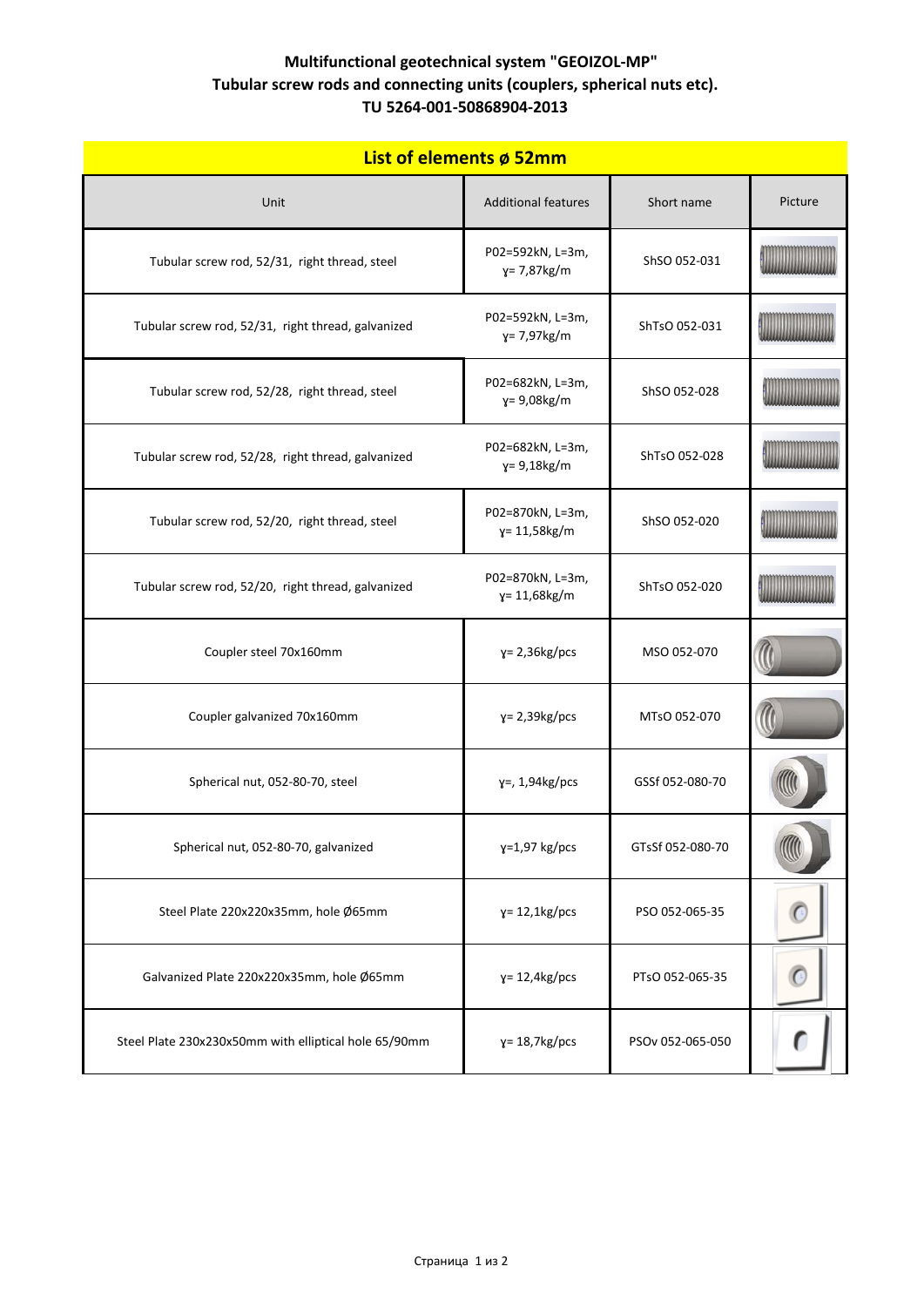**Multifunctional geotechnical system "GEOIZOL-MP"**
**Tubular screw rods and connecting units (couplers, spherical nuts etc).**
**TU 5264-001-50868904-2013**

## List of elements ø 52mm

| Unit | Additional features | Short name | Picture |
|---|---|---|---|
| Tubular screw rod, 52/31, right thread, steel | P02=592kN, L=3m, γ= 7,87kg/m | ShSO 052-031 | |
| Tubular screw rod, 52/31, right thread, galvanized | P02=592kN, L=3m, γ= 7,97kg/m | ShTsO 052-031 | |
| Tubular screw rod, 52/28, right thread, steel | P02=682kN, L=3m, γ= 9,08kg/m | ShSO 052-028 | |
| Tubular screw rod, 52/28, right thread, galvanized | P02=682kN, L=3m, γ= 9,18kg/m | ShTsO 052-028 | |
| Tubular screw rod, 52/20, right thread, steel | P02=870kN, L=3m, γ= 11,58kg/m | ShSO 052-020 | |
| Tubular screw rod, 52/20, right thread, galvanized | P02=870kN, L=3m, γ= 11,68kg/m | ShTsO 052-020 | |
| Coupler steel 70x160mm | γ= 2,36kg/pcs | MSO 052-070 | |
| Coupler galvanized 70x160mm | γ= 2,39kg/pcs | MTsO 052-070 | |
| Spherical nut, 052-80-70, steel | γ=, 1,94kg/pcs | GSSf 052-080-70 | |
| Spherical nut, 052-80-70, galvanized | γ=1,97 kg/pcs | GTsSf 052-080-70 | |
| Steel Plate 220x220x35mm, hole Ø65mm | γ= 12,1kg/pcs | PSO 052-065-35 | |
| Galvanized Plate 220x220x35mm, hole Ø65mm | γ= 12,4kg/pcs | PTsO 052-065-35 | |
| Steel Plate 230x230x50mm with elliptical hole 65/90mm | γ= 18,7kg/pcs | PSOv 052-065-050 | |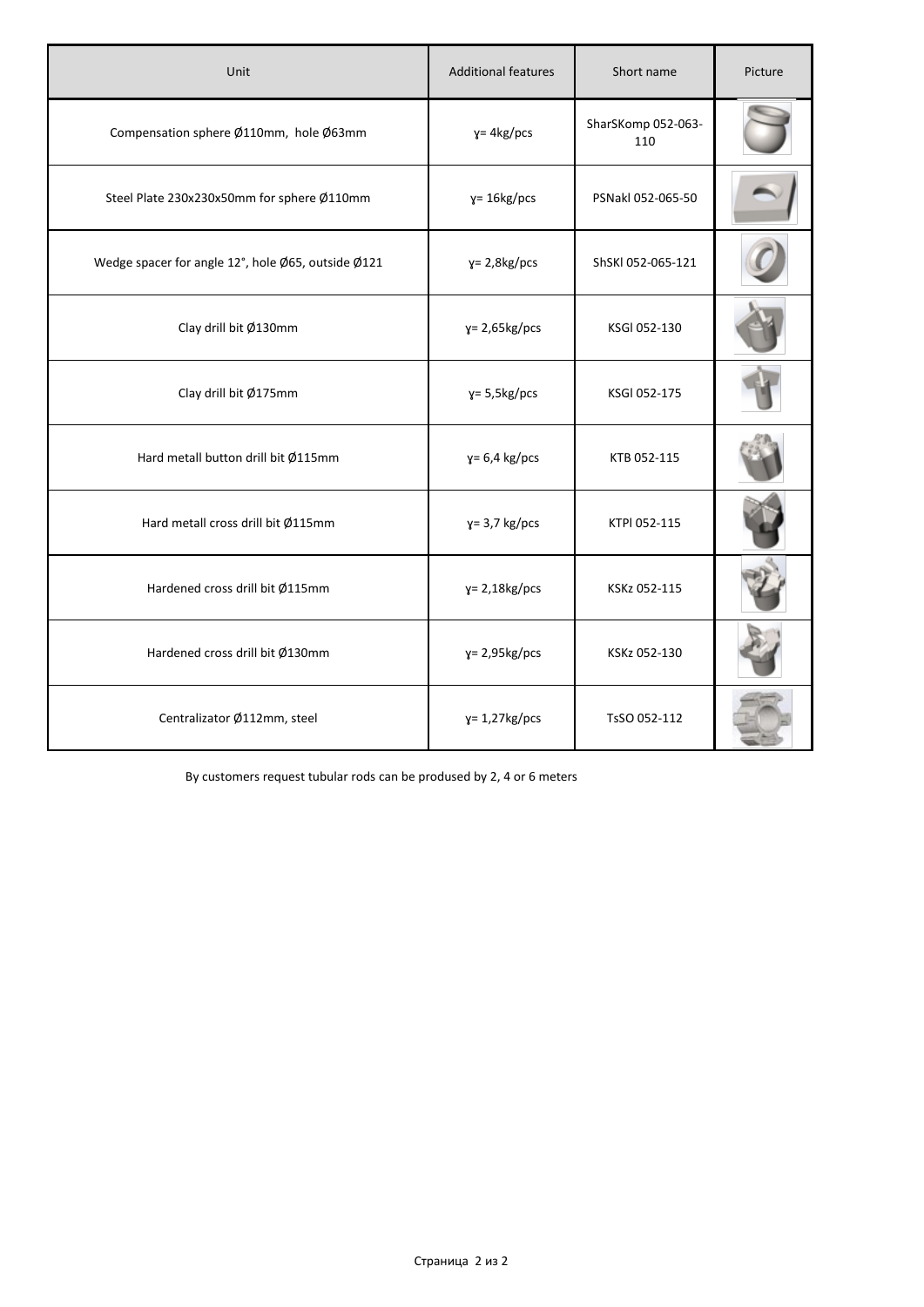| Unit | Additional features | Short name | Picture |
| --- | --- | --- | --- |
| Compensation sphere Ø110mm, hole Ø63mm | ɣ= 4kg/pcs | SharSKomp 052-063-110 | |
| Steel Plate 230x230x50mm for sphere Ø110mm | ɣ= 16kg/pcs | PSNakl 052-065-50 | |
| Wedge spacer for angle 12°, hole Ø65, outside Ø121 | ɣ= 2,8kg/pcs | ShSKl 052-065-121 | |
| Clay drill bit Ø130mm | ɣ= 2,65kg/pcs | KSGl 052-130 | |
| Clay drill bit Ø175mm | ɣ= 5,5kg/pcs | KSGl 052-175 | |
| Hard metall button drill bit Ø115mm | ɣ= 6,4 kg/pcs | KTB 052-115 | |
| Hard metall cross drill bit Ø115mm | ɣ= 3,7 kg/pcs | KTPl 052-115 | |
| Hardened cross drill bit Ø115mm | ɣ= 2,18kg/pcs | KSKz 052-115 | |
| Hardened cross drill bit Ø130mm | ɣ= 2,95kg/pcs | KSKz 052-130 | |
| Centralizator Ø112mm, steel | ɣ= 1,27kg/pcs | TsSO 052-112 | |

By customers request tubular rods can be prodused by 2, 4 or 6 meters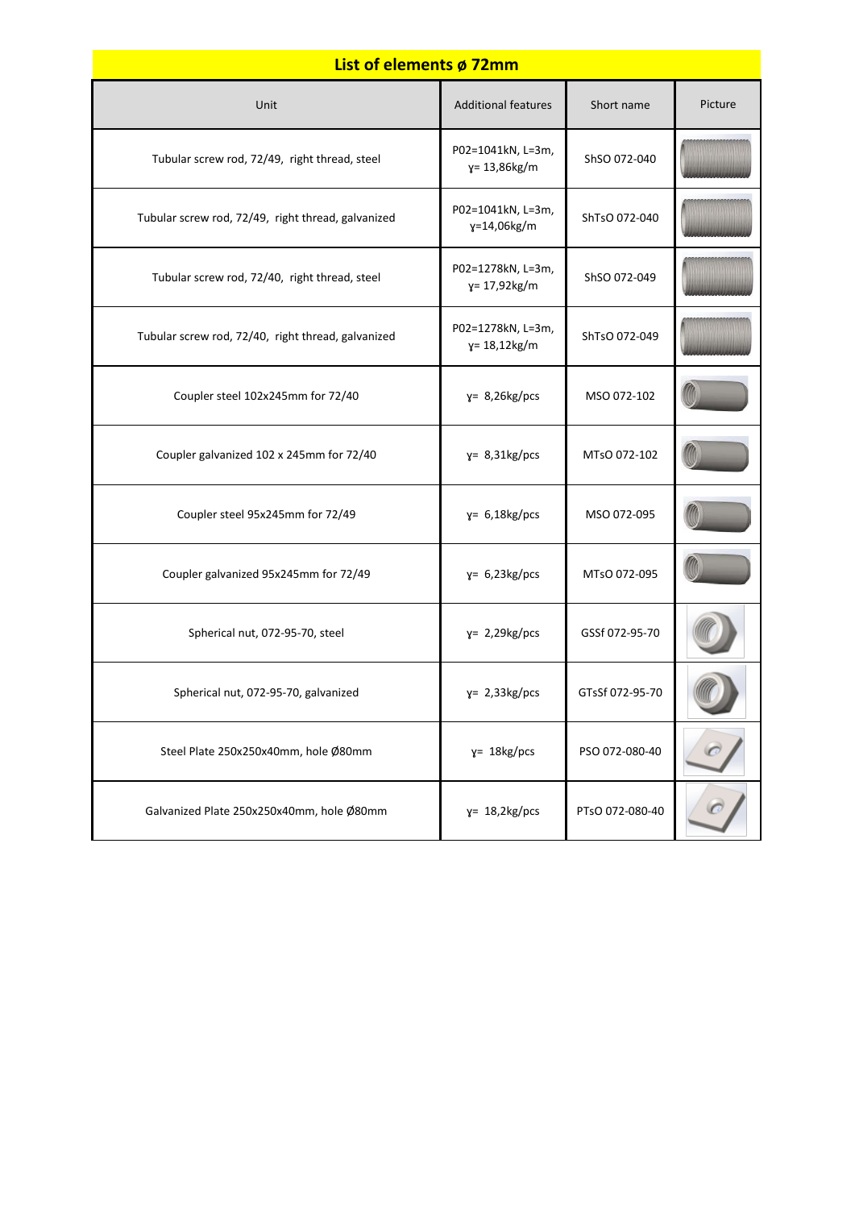## List of elements ø 72mm

| Unit | Additional features | Short name | Picture |
|---|---|---|---|
| Tubular screw rod, 72/49, right thread, steel | P02=1041kN, L=3m, ɣ= 13,86kg/m | ShSO 072-040 | |
| Tubular screw rod, 72/49, right thread, galvanized | P02=1041kN, L=3m, ɣ=14,06kg/m | ShTsO 072-040 | |
| Tubular screw rod, 72/40, right thread, steel | P02=1278kN, L=3m, ɣ= 17,92kg/m | ShSO 072-049 | |
| Tubular screw rod, 72/40, right thread, galvanized | P02=1278kN, L=3m, ɣ= 18,12kg/m | ShTsO 072-049 | |
| Coupler steel 102x245mm for 72/40 | ɣ= 8,26kg/pcs | MSO 072-102 | |
| Coupler galvanized 102 x 245mm for 72/40 | ɣ= 8,31kg/pcs | MTsO 072-102 | |
| Coupler steel 95x245mm for 72/49 | ɣ= 6,18kg/pcs | MSO 072-095 | |
| Coupler galvanized 95x245mm for 72/49 | ɣ= 6,23kg/pcs | MTsO 072-095 | |
| Spherical nut, 072-95-70, steel | ɣ= 2,29kg/pcs | GSSf 072-95-70 | |
| Spherical nut, 072-95-70, galvanized | ɣ= 2,33kg/pcs | GTsSf 072-95-70 | |
| Steel Plate 250x250x40mm, hole Ø80mm | ɣ= 18kg/pcs | PSO 072-080-40 | |
| Galvanized Plate 250x250x40mm, hole Ø80mm | ɣ= 18,2kg/pcs | PTsO 072-080-40 | |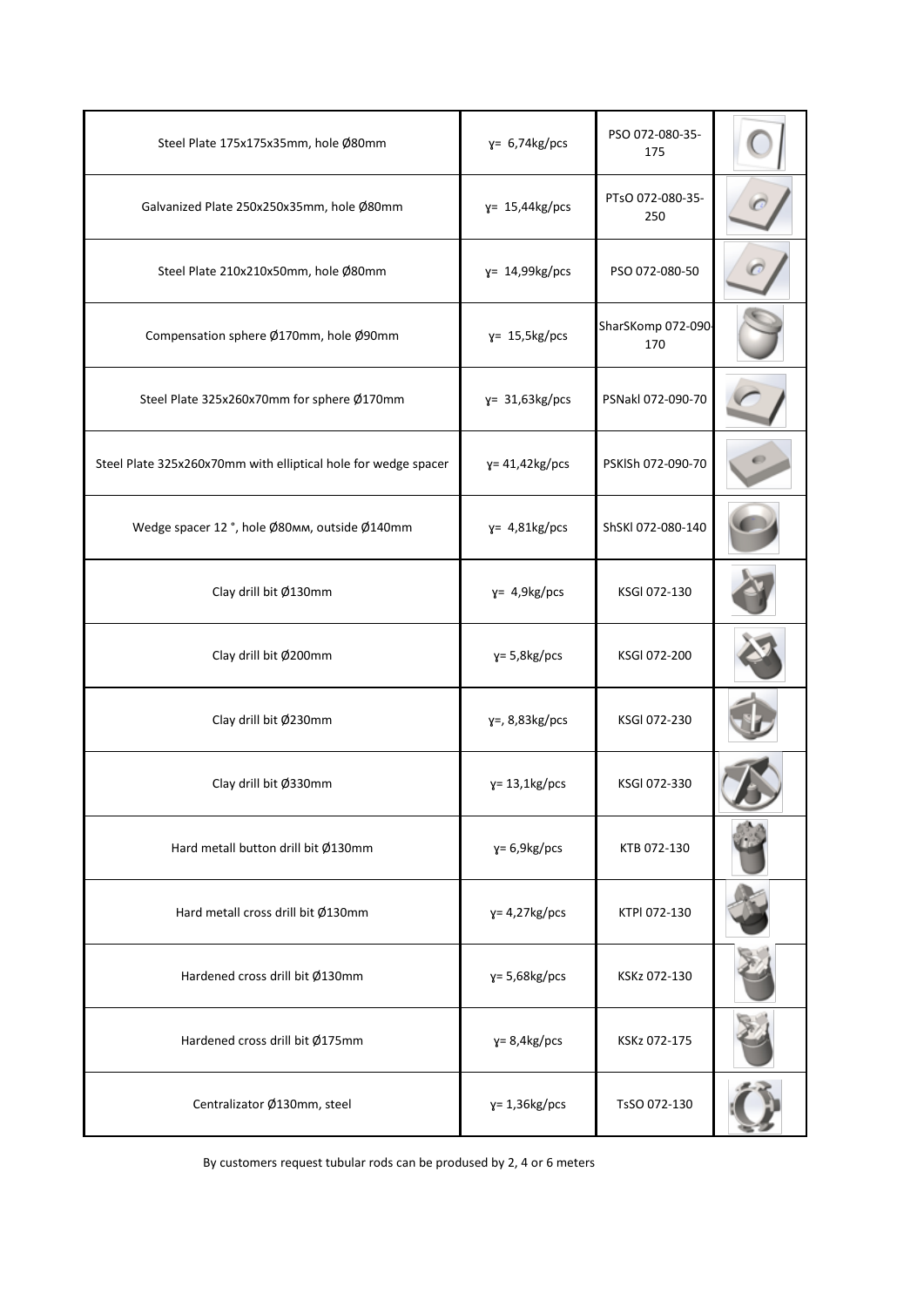| | | | |
|---|---|---|---|
| Steel Plate 175x175x35mm, hole Ø80mm | ɣ= 6,74kg/pcs | PSO 072-080-35-175 | |
| Galvanized Plate 250x250x35mm, hole Ø80mm | ɣ= 15,44kg/pcs | PTsO 072-080-35-250 | |
| Steel Plate 210x210x50mm, hole Ø80mm | ɣ= 14,99kg/pcs | PSO 072-080-50 | |
| Compensation sphere Ø170mm, hole Ø90mm | ɣ= 15,5kg/pcs | SharSKomp 072-090-170 | |
| Steel Plate 325x260x70mm for sphere Ø170mm | ɣ= 31,63kg/pcs | PSNakl 072-090-70 | |
| Steel Plate 325x260x70mm with elliptical hole for wedge spacer | ɣ= 41,42kg/pcs | PSKlSh 072-090-70 | |
| Wedge spacer 12 °, hole Ø80мм, outside Ø140mm | ɣ= 4,81kg/pcs | ShSKl 072-080-140 | |
| Clay drill bit Ø130mm | ɣ= 4,9kg/pcs | KSGl 072-130 | |
| Clay drill bit Ø200mm | ɣ= 5,8kg/pcs | KSGl 072-200 | |
| Clay drill bit Ø230mm | ɣ=, 8,83kg/pcs | KSGl 072-230 | |
| Clay drill bit Ø330mm | ɣ= 13,1kg/pcs | KSGl 072-330 | |
| Hard metall button drill bit Ø130mm | ɣ= 6,9kg/pcs | KTB 072-130 | |
| Hard metall cross drill bit Ø130mm | ɣ= 4,27kg/pcs | KTPl 072-130 | |
| Hardened cross drill bit Ø130mm | ɣ= 5,68kg/pcs | KSKz 072-130 | |
| Hardened cross drill bit Ø175mm | ɣ= 8,4kg/pcs | KSKz 072-175 | |
| Centralizator Ø130mm, steel | ɣ= 1,36kg/pcs | TsSO 072-130 | |

By customers request tubular rods can be prodused by 2, 4 or 6 meters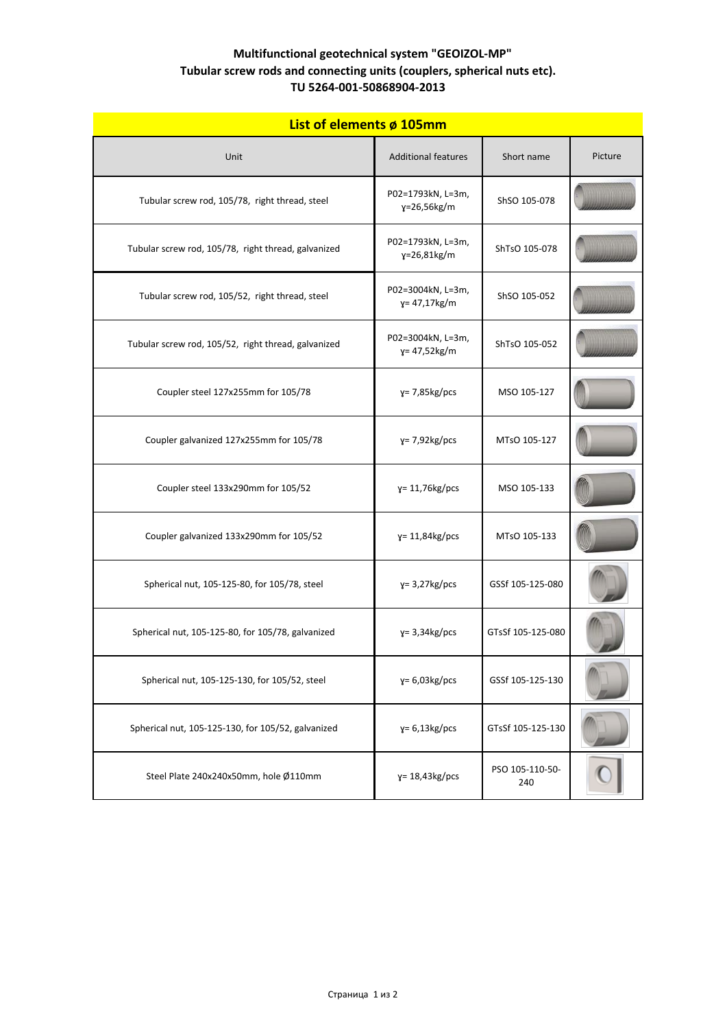**Multifunctional geotechnical system "GEOIZOL-MP"**
**Tubular screw rods and connecting units (couplers, spherical nuts etc).**
**TU 5264-001-50868904-2013**

| List of elements ø 105mm | | | |
|---|---|---|---|
| Unit | Additional features | Short name | Picture |
| Tubular screw rod, 105/78, right thread, steel | P02=1793kN, L=3m, γ=26,56kg/m | ShSO 105-078 | |
| Tubular screw rod, 105/78, right thread, galvanized | P02=1793kN, L=3m, γ=26,81kg/m | ShTsO 105-078 | |
| Tubular screw rod, 105/52, right thread, steel | P02=3004kN, L=3m, γ= 47,17kg/m | ShSO 105-052 | |
| Tubular screw rod, 105/52, right thread, galvanized | P02=3004kN, L=3m, γ= 47,52kg/m | ShTsO 105-052 | |
| Coupler steel 127x255mm for 105/78 | γ= 7,85kg/pcs | MSO 105-127 | |
| Coupler galvanized 127x255mm for 105/78 | γ= 7,92kg/pcs | MTsO 105-127 | |
| Coupler steel 133x290mm for 105/52 | γ= 11,76kg/pcs | MSO 105-133 | |
| Coupler galvanized 133x290mm for 105/52 | γ= 11,84kg/pcs | MTsO 105-133 | |
| Spherical nut, 105-125-80, for 105/78, steel | γ= 3,27kg/pcs | GSSf 105-125-080 | |
| Spherical nut, 105-125-80, for 105/78, galvanized | γ= 3,34kg/pcs | GTsSf 105-125-080 | |
| Spherical nut, 105-125-130, for 105/52, steel | γ= 6,03kg/pcs | GSSf 105-125-130 | |
| Spherical nut, 105-125-130, for 105/52, galvanized | γ= 6,13kg/pcs | GTsSf 105-125-130 | |
| Steel Plate 240x240x50mm, hole Ø110mm | γ= 18,43kg/pcs | PSO 105-110-50-240 | |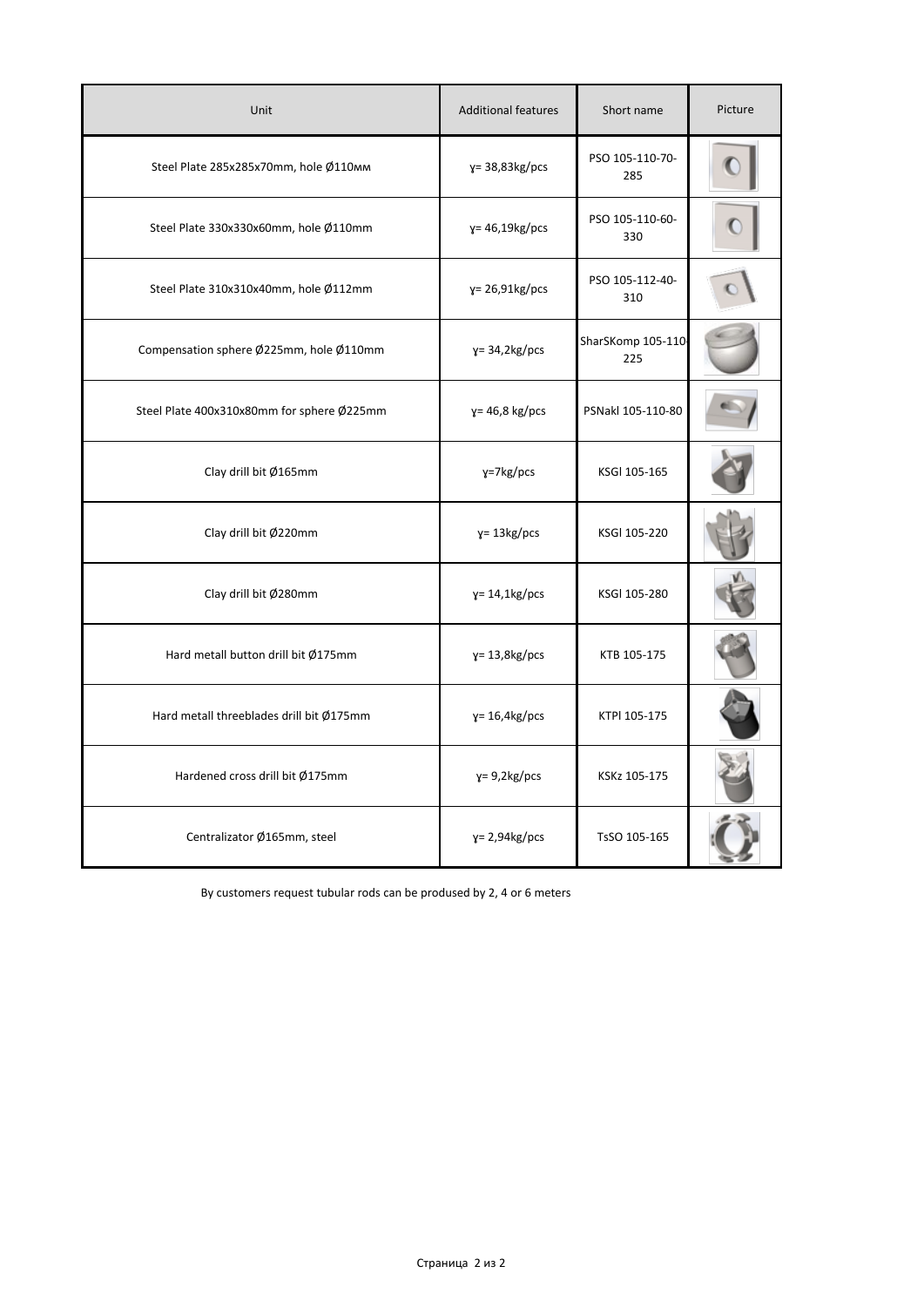| Unit | Additional features | Short name | Picture |
|---|---|---|---|
| Steel Plate 285x285x70mm, hole Ø110мм | ɣ= 38,83kg/pcs | PSO 105-110-70-285 | |
| Steel Plate 330x330x60mm, hole Ø110mm | ɣ= 46,19kg/pcs | PSO 105-110-60-330 | |
| Steel Plate 310x310x40mm, hole Ø112mm | ɣ= 26,91kg/pcs | PSO 105-112-40-310 | |
| Compensation sphere Ø225mm, hole Ø110mm | ɣ= 34,2kg/pcs | SharSKomp 105-110-225 | |
| Steel Plate 400x310x80mm for sphere Ø225mm | ɣ= 46,8 kg/pcs | PSNakl 105-110-80 | |
| Clay drill bit Ø165mm | ɣ=7kg/pcs | KSGl 105-165 | |
| Clay drill bit Ø220mm | ɣ= 13kg/pcs | KSGl 105-220 | |
| Clay drill bit Ø280mm | ɣ= 14,1kg/pcs | KSGl 105-280 | |
| Hard metall button drill bit Ø175mm | ɣ= 13,8kg/pcs | KTB 105-175 | |
| Hard metall threeblades drill bit Ø175mm | ɣ= 16,4kg/pcs | KTPl 105-175 | |
| Hardened cross drill bit Ø175mm | ɣ= 9,2kg/pcs | KSKz 105-175 | |
| Centralizator Ø165mm, steel | ɣ= 2,94kg/pcs | TsSO 105-165 | |

By customers request tubular rods can be prodused by 2, 4 or 6 meters